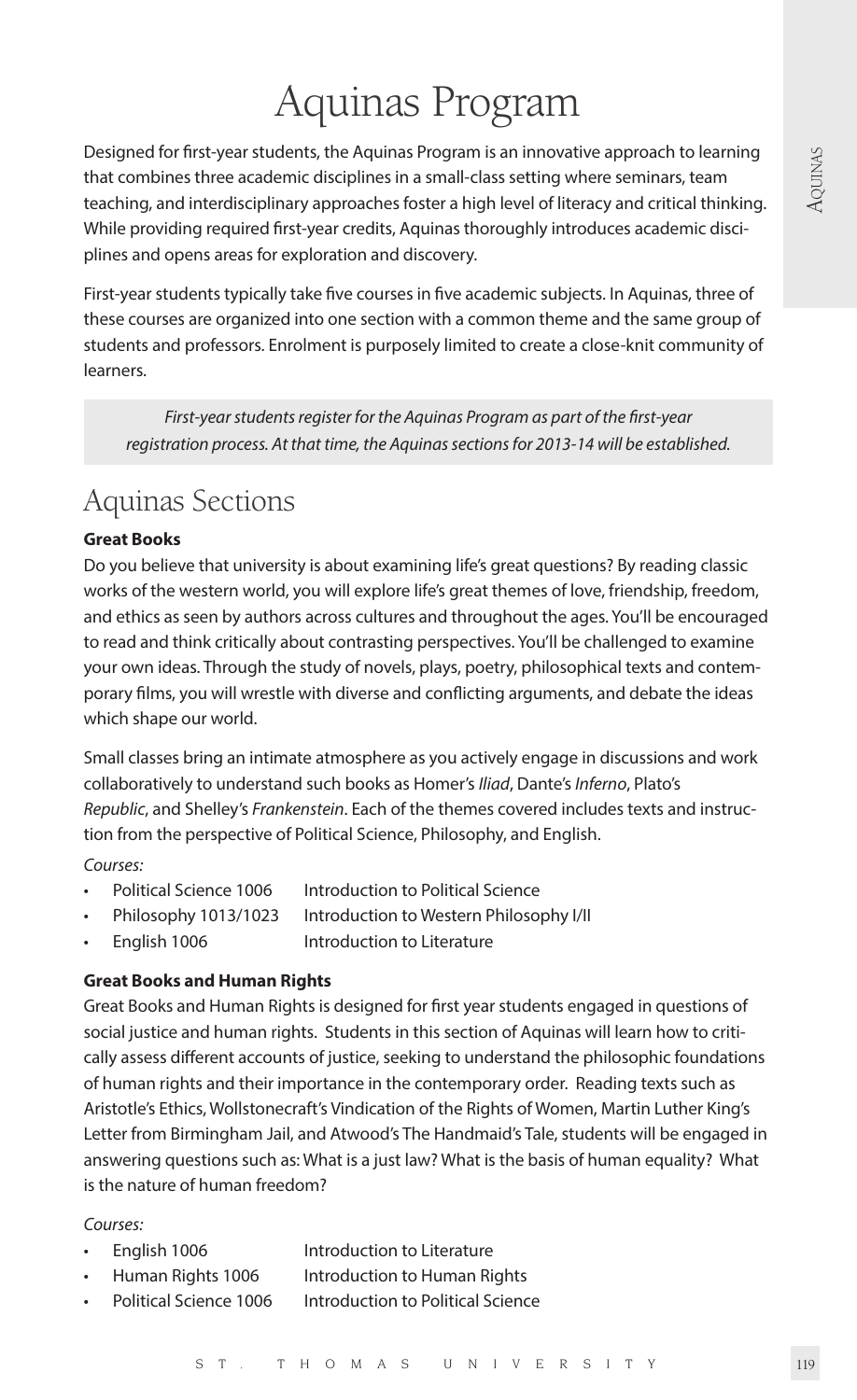# Aquinas Program

Designed for first-year students, the Aquinas Program is an innovative approach to learning that combines three academic disciplines in a small-class setting where seminars, team teaching, and interdisciplinary approaches foster a high level of literacy and critical thinking. While providing required first-year credits, Aquinas thoroughly introduces academic disciplines and opens areas for exploration and discovery.

First-year students typically take five courses in five academic subjects. In Aquinas, three of these courses are organized into one section with a common theme and the same group of students and professors. Enrolment is purposely limited to create a close-knit community of learners.

*First-year students register for the Aquinas Program as part of the first-year registration process. At that time, the Aquinas sections for 2013-14 will be established.*

## Aquinas Sections

**Great Books**

Do you believe that university is about examining life's great questions? By reading classic works of the western world, you will explore life's great themes of love, friendship, freedom, and ethics as seen by authors across cultures and throughout the ages. You'll be encouraged to read and think critically about contrasting perspectives. You'll be challenged to examine your own ideas. Through the study of novels, plays, poetry, philosophical texts and contemporary films, you will wrestle with diverse and conflicting arguments, and debate the ideas which shape our world.

Small classes bring an intimate atmosphere as you actively engage in discussions and work collaboratively to understand such books as Homer's *Iliad*, Dante's *Inferno*, Plato's *Republic*, and Shelley's *Frankenstein*. Each of the themes covered includes texts and instruction from the perspective of Political Science, Philosophy, and English.

*Courses:*

- Political Science 1006 Introduction to Political Science
- Philosophy 1013/1023 Introduction to Western Philosophy I/II
- English 1006 Introduction to Literature

**Great Books and Human Rights**

Great Books and Human Rights is designed for first year students engaged in questions of social justice and human rights. Students in this section of Aquinas will learn how to critically assess different accounts of justice, seeking to understand the philosophic foundations of human rights and their importance in the contemporary order. Reading texts such as Aristotle's Ethics, Wollstonecraft's Vindication of the Rights of Women, Martin Luther King's Letter from Birmingham Jail, and Atwood's The Handmaid's Tale, students will be engaged in answering questions such as: What is a just law? What is the basis of human equality? What is the nature of human freedom?

*Courses:*

- English 1006 Introduction to Literature
- Human Rights 1006 Introduction to Human Rights
- Political Science 1006 Introduction to Political Science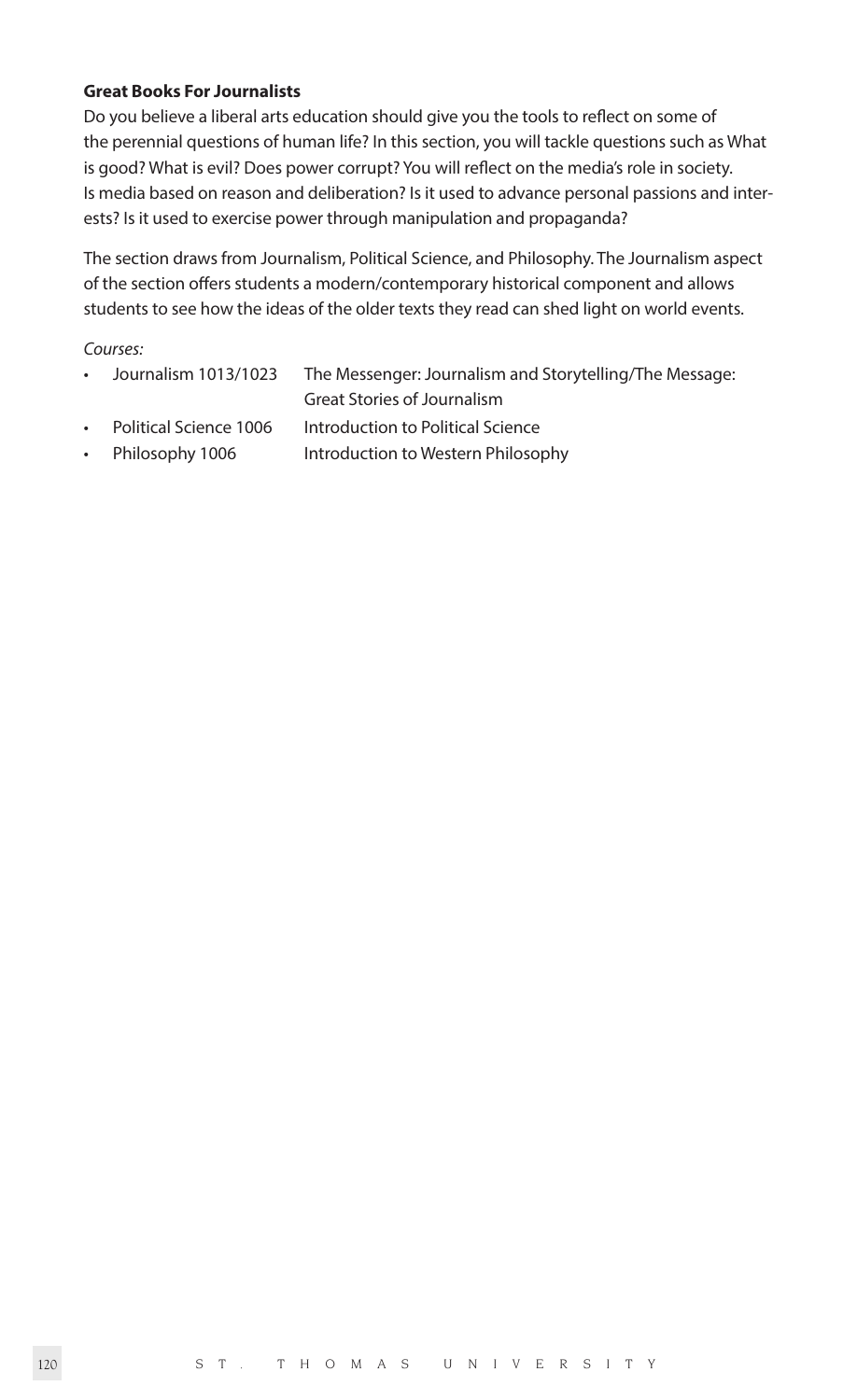**Great Books For Journalists**

Do you believe a liberal arts education should give you the tools to reflect on some of the perennial questions of human life? In this section, you will tackle questions such as What is good? What is evil? Does power corrupt? You will reflect on the media's role in society. Is media based on reason and deliberation? Is it used to advance personal passions and interests? Is it used to exercise power through manipulation and propaganda?

The section draws from Journalism, Political Science, and Philosophy. The Journalism aspect of the section offers students a modern/contemporary historical component and allows students to see how the ideas of the older texts they read can shed light on world events.

*Courses:*

- Journalism 1013/1023 — The Messenger: Journalism and Storytelling/The Message: Great Stories of Journalism
- Political Science 1006 — Introduction to Political Science
- Philosophy 1006 — Introduction to Western Philosophy